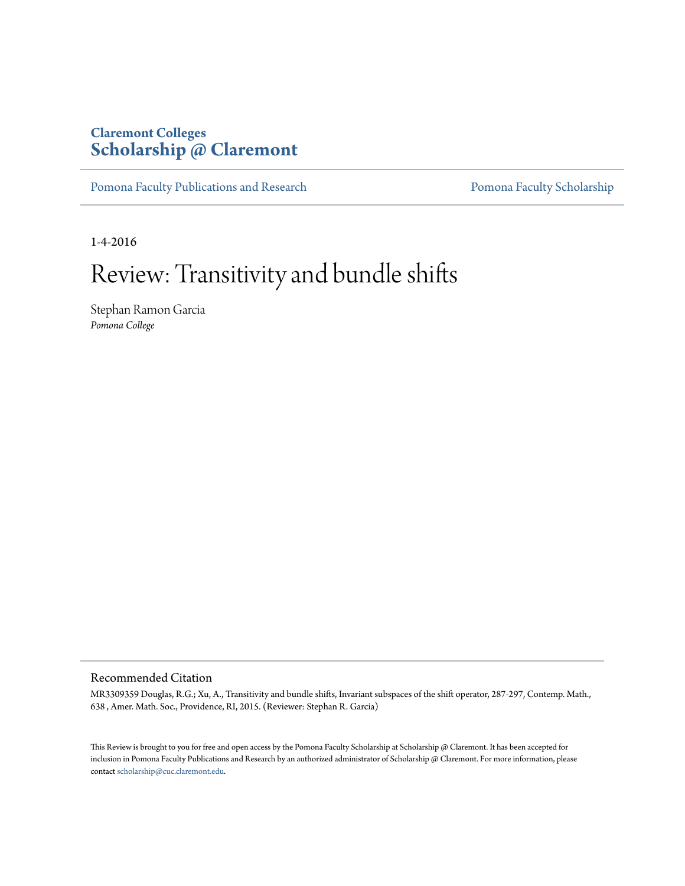Claremont Colleges
**Scholarship @ Claremont**

Pomona Faculty Publications and Research | Pomona Faculty Scholarship

1-4-2016

# Review: Transitivity and bundle shifts

Stephan Ramon Garcia
*Pomona College*

## Recommended Citation

MR3309359 Douglas, R.G.; Xu, A., Transitivity and bundle shifts, Invariant subspaces of the shift operator, 287-297, Contemp. Math., 638 , Amer. Math. Soc., Providence, RI, 2015. (Reviewer: Stephan R. Garcia)

This Review is brought to you for free and open access by the Pomona Faculty Scholarship at Scholarship @ Claremont. It has been accepted for inclusion in Pomona Faculty Publications and Research by an authorized administrator of Scholarship @ Claremont. For more information, please contact scholarship@cuc.claremont.edu.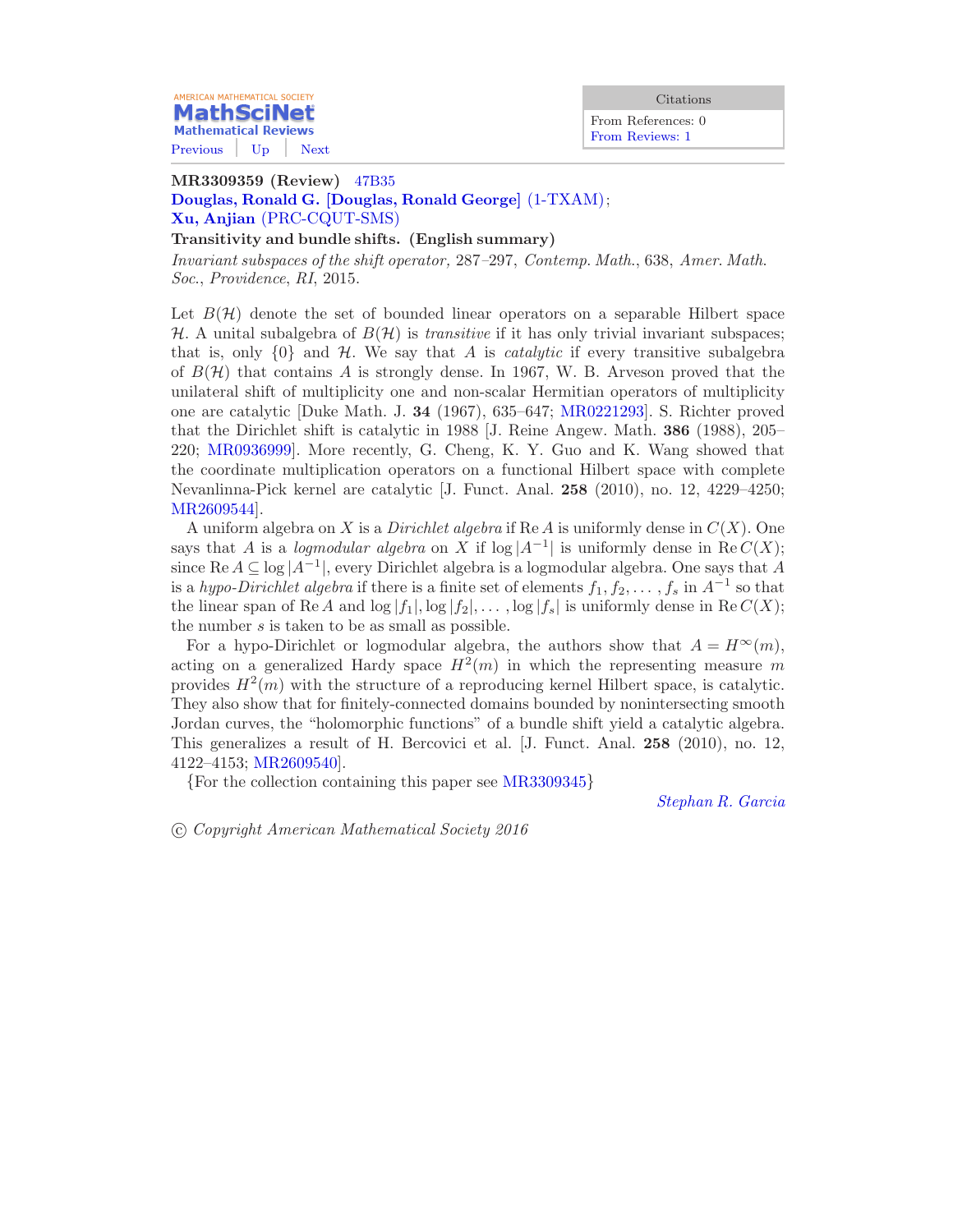AMERICAN MATHEMATICAL SOCIETY
**MathSciNet**
Mathematical Reviews

Previous | Up | Next

| Citations |
| --- |
| From References: 0 |
| From Reviews: 1 |

**MR3309359 (Review)** 47B35

**Douglas, Ronald G.** [**Douglas, Ronald George**] (1-TXAM);
**Xu, Anjian** (PRC-CQUT-SMS)

**Transitivity and bundle shifts. (English summary)**

*Invariant subspaces of the shift operator*, 287–297, *Contemp. Math.*, 638, *Amer. Math. Soc.*, *Providence*, *RI*, 2015.

Let $B(\mathcal{H})$ denote the set of bounded linear operators on a separable Hilbert space $\mathcal{H}$. A unital subalgebra of $B(\mathcal{H})$ is *transitive* if it has only trivial invariant subspaces; that is, only $\{0\}$ and $\mathcal{H}$. We say that $A$ is *catalytic* if every transitive subalgebra of $B(\mathcal{H})$ that contains $A$ is strongly dense. In 1967, W. B. Arveson proved that the unilateral shift of multiplicity one and non-scalar Hermitian operators of multiplicity one are catalytic [Duke Math. J. **34** (1967), 635–647; MR0221293]. S. Richter proved that the Dirichlet shift is catalytic in 1988 [J. Reine Angew. Math. **386** (1988), 205–220; MR0936999]. More recently, G. Cheng, K. Y. Guo and K. Wang showed that the coordinate multiplication operators on a functional Hilbert space with complete Nevanlinna-Pick kernel are catalytic [J. Funct. Anal. **258** (2010), no. 12, 4229–4250; MR2609544].

A uniform algebra on $X$ is a *Dirichlet algebra* if $\operatorname{Re} A$ is uniformly dense in $C(X)$. One says that $A$ is a *logmodular algebra* on $X$ if $\log|A^{-1}|$ is uniformly dense in $\operatorname{Re} C(X)$; since $\operatorname{Re} A \subseteq \log|A^{-1}|$, every Dirichlet algebra is a logmodular algebra. One says that $A$ is a *hypo-Dirichlet algebra* if there is a finite set of elements $f_1, f_2, \dots, f_s$ in $A^{-1}$ so that the linear span of $\operatorname{Re} A$ and $\log|f_1|, \log|f_2|, \dots, \log|f_s|$ is uniformly dense in $\operatorname{Re} C(X)$; the number $s$ is taken to be as small as possible.

For a hypo-Dirichlet or logmodular algebra, the authors show that $A = H^\infty(m)$, acting on a generalized Hardy space $H^2(m)$ in which the representing measure $m$ provides $H^2(m)$ with the structure of a reproducing kernel Hilbert space, is catalytic. They also show that for finitely-connected domains bounded by nonintersecting smooth Jordan curves, the "holomorphic functions" of a bundle shift yield a catalytic algebra. This generalizes a result of H. Bercovici et al. [J. Funct. Anal. **258** (2010), no. 12, 4122–4153; MR2609540].

{For the collection containing this paper see MR3309345}

*Stephan R. Garcia*

© *Copyright American Mathematical Society 2016*